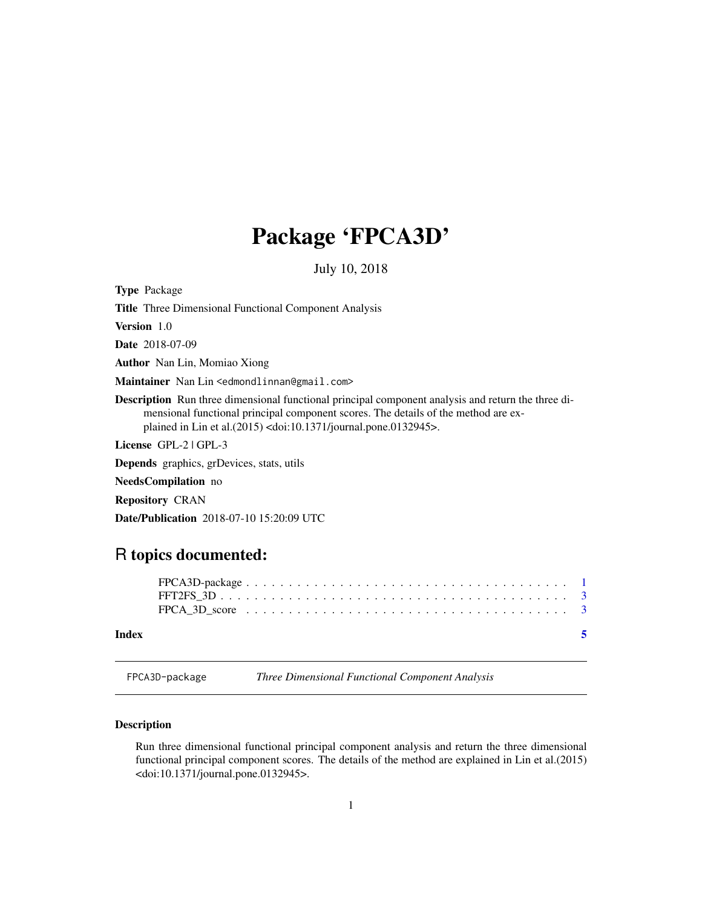# Package 'FPCA3D'

July 10, 2018

**Type** Package

**Title** Three Dimensional Functional Component Analysis

**Version** 1.0

**Date** 2018-07-09

**Author** Nan Lin, Momiao Xiong

**Maintainer** Nan Lin <edmondlinnan@gmail.com>

**Description** Run three dimensional functional principal component analysis and return the three dimensional functional principal component scores. The details of the method are explained in Lin et al.(2015) <doi:10.1371/journal.pone.0132945>.

**License** GPL-2 | GPL-3

**Depends** graphics, grDevices, stats, utils

**NeedsCompilation** no

**Repository** CRAN

**Date/Publication** 2018-07-10 15:20:09 UTC

## R topics documented:

- FPCA3D-package . . . . . . . . . . . . . . . . . . . . . . . . . . . . . . . . . . . . 1
- FFT2FS_3D . . . . . . . . . . . . . . . . . . . . . . . . . . . . . . . . . . . . . . . 3
- FPCA_3D_score . . . . . . . . . . . . . . . . . . . . . . . . . . . . . . . . . . . . 3

**Index** 5

---

`FPCA3D-package` *Three Dimensional Functional Component Analysis*

### Description

Run three dimensional functional principal component analysis and return the three dimensional functional principal component scores. The details of the method are explained in Lin et al.(2015) <doi:10.1371/journal.pone.0132945>.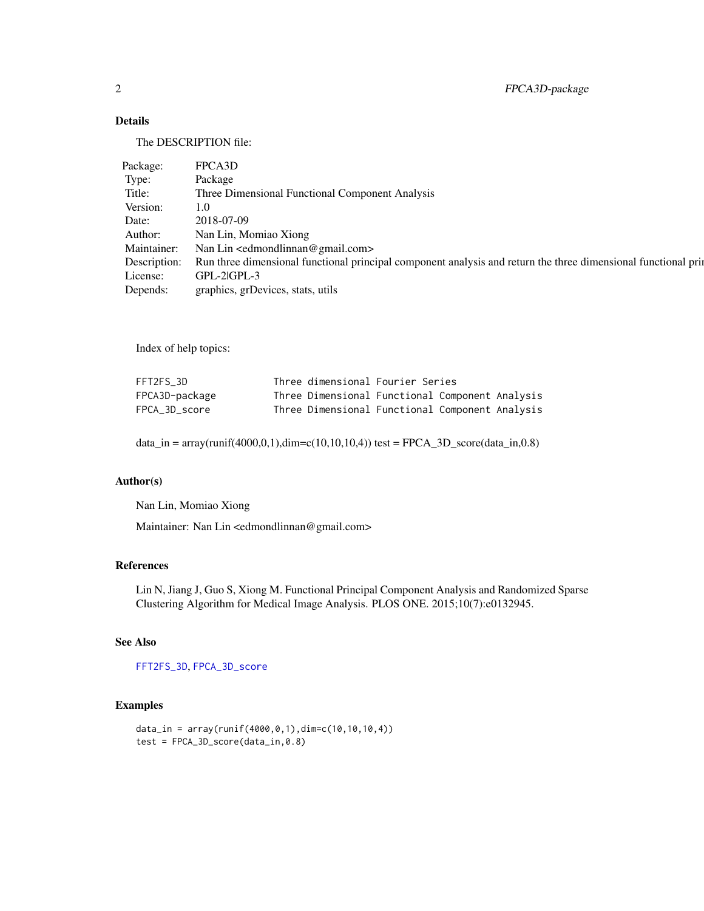## Details

The DESCRIPTION file:

| | |
|---|---|
| Package: | FPCA3D |
| Type: | Package |
| Title: | Three Dimensional Functional Component Analysis |
| Version: | 1.0 |
| Date: | 2018-07-09 |
| Author: | Nan Lin, Momiao Xiong |
| Maintainer: | Nan Lin <edmondlinnan@gmail.com> |
| Description: | Run three dimensional functional principal component analysis and return the three dimensional functional pri |
| License: | GPL-2|GPL-3 |
| Depends: | graphics, grDevices, stats, utils |

Index of help topics:

```
FFT2FS_3D               Three dimensional Fourier Series
FPCA3D-package          Three Dimensional Functional Component Analysis
FPCA_3D_score           Three Dimensional Functional Component Analysis
```

data_in = array(runif(4000,0,1),dim=c(10,10,10,4)) test = FPCA_3D_score(data_in,0.8)

## Author(s)

Nan Lin, Momiao Xiong

Maintainer: Nan Lin <edmondlinnan@gmail.com>

## References

Lin N, Jiang J, Guo S, Xiong M. Functional Principal Component Analysis and Randomized Sparse Clustering Algorithm for Medical Image Analysis. PLOS ONE. 2015;10(7):e0132945.

## See Also

FFT2FS_3D, FPCA_3D_score

## Examples

```
data_in = array(runif(4000,0,1),dim=c(10,10,10,4))
test = FPCA_3D_score(data_in,0.8)
```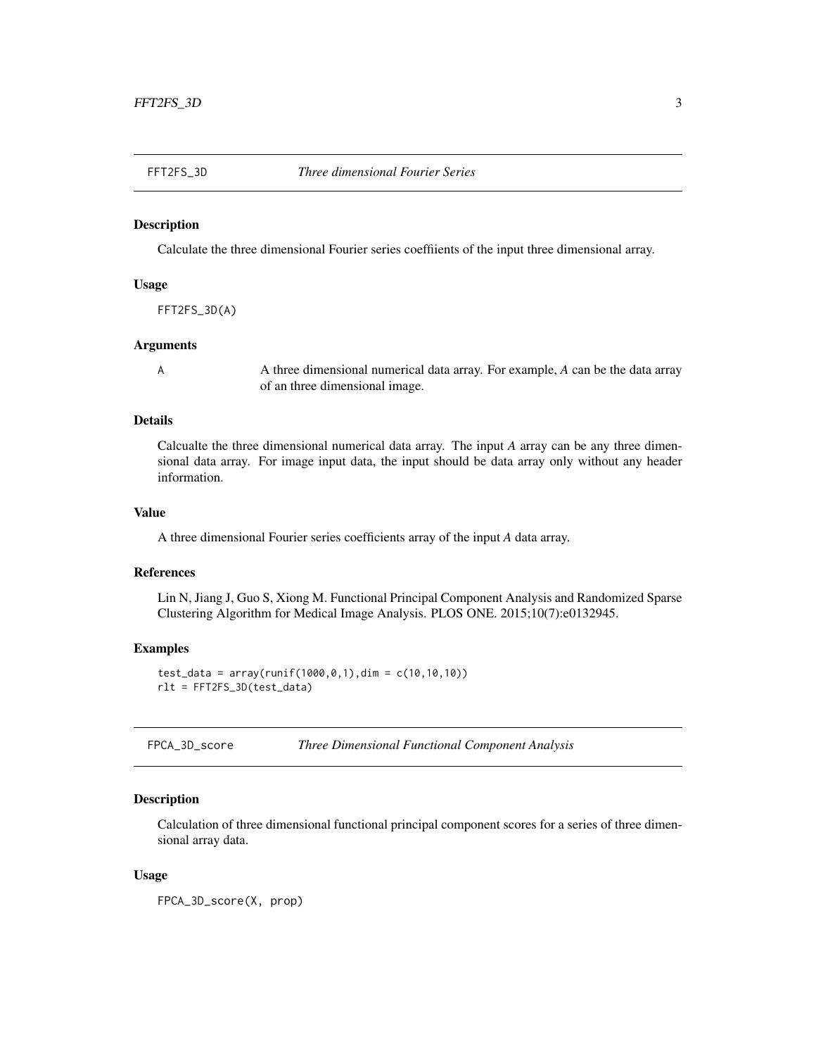## FFT2FS_3D — *Three dimensional Fourier Series*

### Description

Calculate the three dimensional Fourier series coeffiients of the input three dimensional array.

### Usage

```
FFT2FS_3D(A)
```

### Arguments

| | |
|---|---|
| A | A three dimensional numerical data array. For example, *A* can be the data array of an three dimensional image. |

### Details

Calcualte the three dimensional numerical data array. The input *A* array can be any three dimensional data array. For image input data, the input should be data array only without any header information.

### Value

A three dimensional Fourier series coefficients array of the input *A* data array.

### References

Lin N, Jiang J, Guo S, Xiong M. Functional Principal Component Analysis and Randomized Sparse Clustering Algorithm for Medical Image Analysis. PLOS ONE. 2015;10(7):e0132945.

### Examples

```
test_data = array(runif(1000,0,1),dim = c(10,10,10))
rlt = FFT2FS_3D(test_data)
```

## FPCA_3D_score — *Three Dimensional Functional Component Analysis*

### Description

Calculation of three dimensional functional principal component scores for a series of three dimensional array data.

### Usage

```
FPCA_3D_score(X, prop)
```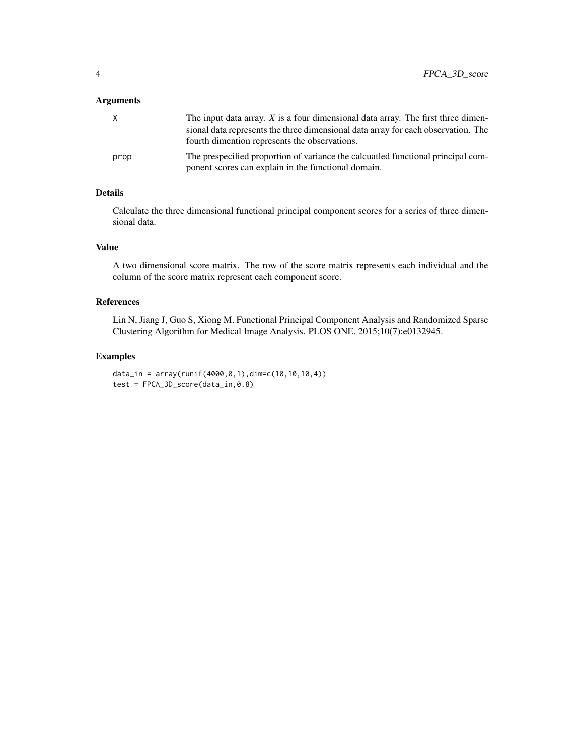## Arguments

| | |
|---|---|
| X | The input data array. *X* is a four dimensional data array. The first three dimensional data represents the three dimensional data array for each observation. The fourth dimention represents the observations. |
| prop | The prespecified proportion of variance the calcuatled functional principal component scores can explain in the functional domain. |

## Details

Calculate the three dimensional functional principal component scores for a series of three dimensional data.

## Value

A two dimensional score matrix. The row of the score matrix represents each individual and the column of the score matrix represent each component score.

## References

Lin N, Jiang J, Guo S, Xiong M. Functional Principal Component Analysis and Randomized Sparse Clustering Algorithm for Medical Image Analysis. PLOS ONE. 2015;10(7):e0132945.

## Examples

```
data_in = array(runif(4000,0,1),dim=c(10,10,10,4))
test = FPCA_3D_score(data_in,0.8)
```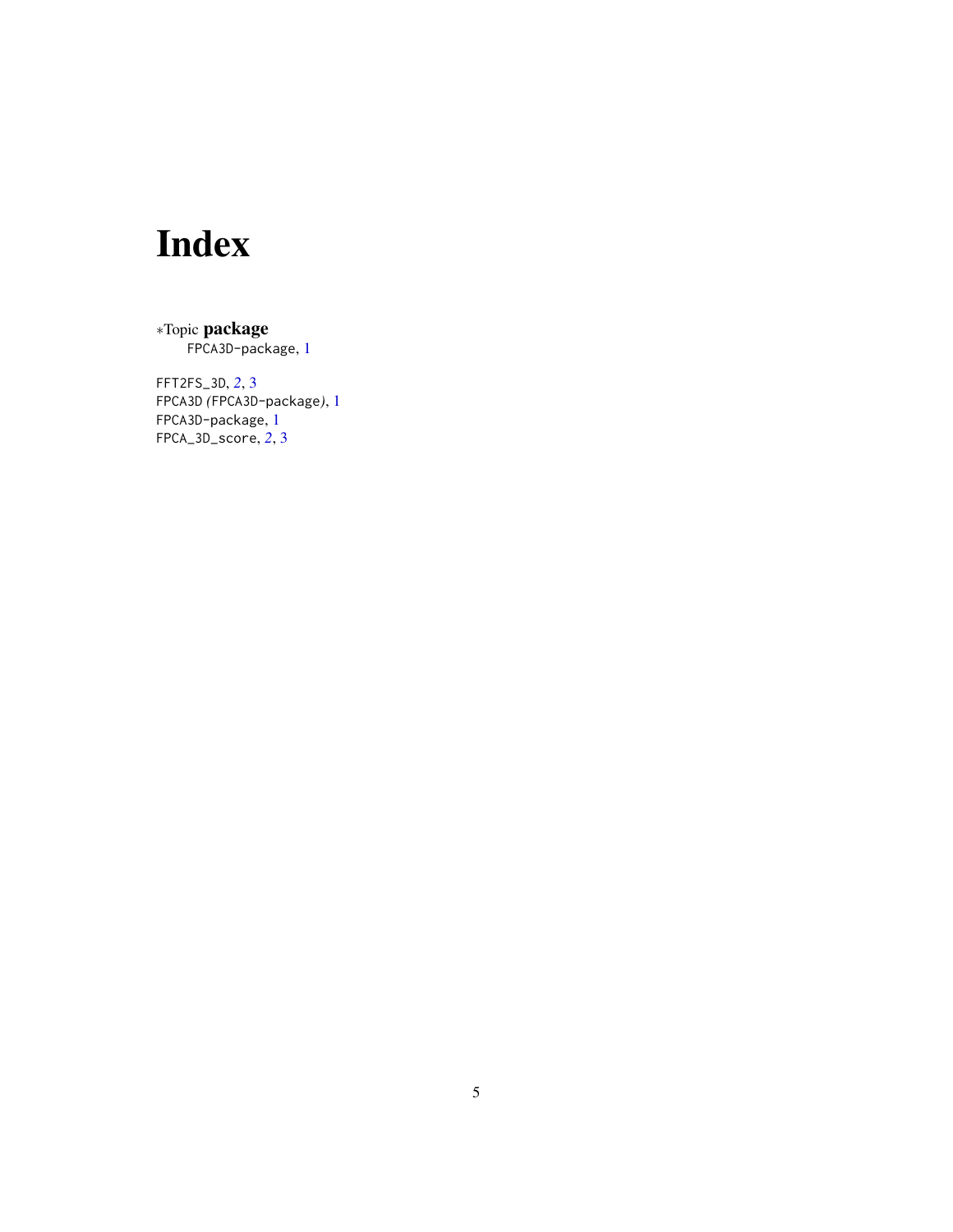# Index

∗Topic **package**
FPCA3D-package, 1

FFT2FS_3D, *2*, 3
FPCA3D *(*FPCA3D-package*)*, 1
FPCA3D-package, 1
FPCA_3D_score, *2*, 3